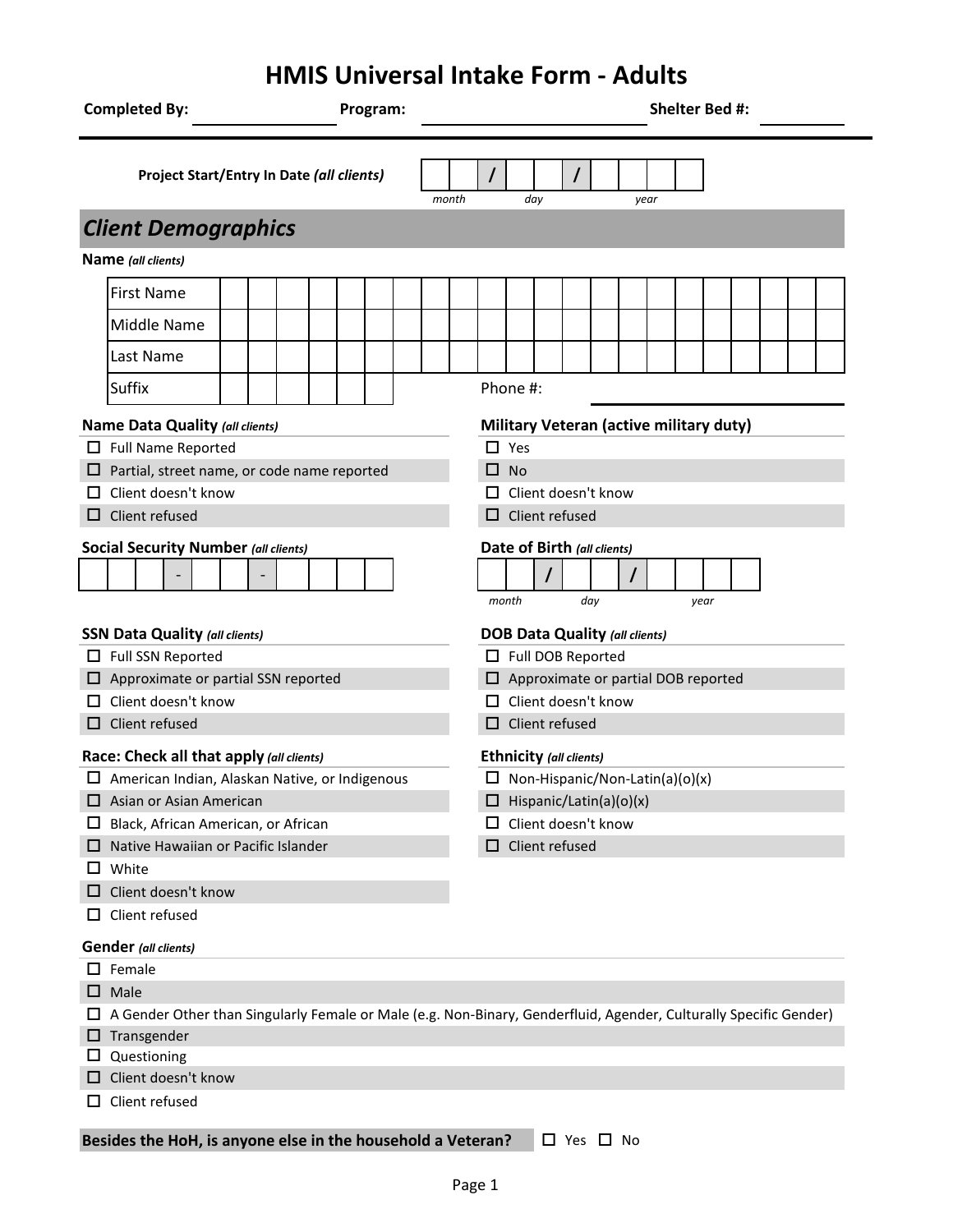# HMIS Universal Intake Form - Adults

**Completed By:** ____________ **Program:** ____________ **Shelter Bed #:** ____________

**Project Start/Entry In Date** ***(all clients)*** ___ ___ / ___ ___ / ___ ___ ___ ___
*month* *day* *year*

## *Client Demographics*

**Name** ***(all clients)***

| First Name | |
|---|---|
| Middle Name | |
| Last Name | |
| Suffix | |

Phone #: ____________

**Name Data Quality** ***(all clients)***

- ☐ Full Name Reported
- ☐ Partial, street name, or code name reported
- ☐ Client doesn't know
- ☐ Client refused

**Military Veteran (active military duty)**

- ☐ Yes
- ☐ No
- ☐ Client doesn't know
- ☐ Client refused

**Social Security Number** ***(all clients)***

___ ___ ___ - ___ ___ - ___ ___ ___ ___

**Date of Birth** ***(all clients)***

___ ___ / ___ ___ / ___ ___ ___ ___
*month* *day* *year*

**SSN Data Quality** ***(all clients)***

- ☐ Full SSN Reported
- ☐ Approximate or partial SSN reported
- ☐ Client doesn't know
- ☐ Client refused

**DOB Data Quality** ***(all clients)***

- ☐ Full DOB Reported
- ☐ Approximate or partial DOB reported
- ☐ Client doesn't know
- ☐ Client refused

**Race: Check all that apply** ***(all clients)***

- ☐ American Indian, Alaskan Native, or Indigenous
- ☐ Asian or Asian American
- ☐ Black, African American, or African
- ☐ Native Hawaiian or Pacific Islander
- ☐ White
- ☐ Client doesn't know
- ☐ Client refused

**Ethnicity** ***(all clients)***

- ☐ Non-Hispanic/Non-Latin(a)(o)(x)
- ☐ Hispanic/Latin(a)(o)(x)
- ☐ Client doesn't know
- ☐ Client refused

**Gender** ***(all clients)***

- ☐ Female
- ☐ Male
- ☐ A Gender Other than Singularly Female or Male (e.g. Non-Binary, Genderfluid, Agender, Culturally Specific Gender)
- ☐ Transgender
- ☐ Questioning
- ☐ Client doesn't know
- ☐ Client refused

**Besides the HoH, is anyone else in the household a Veteran?** ☐ Yes ☐ No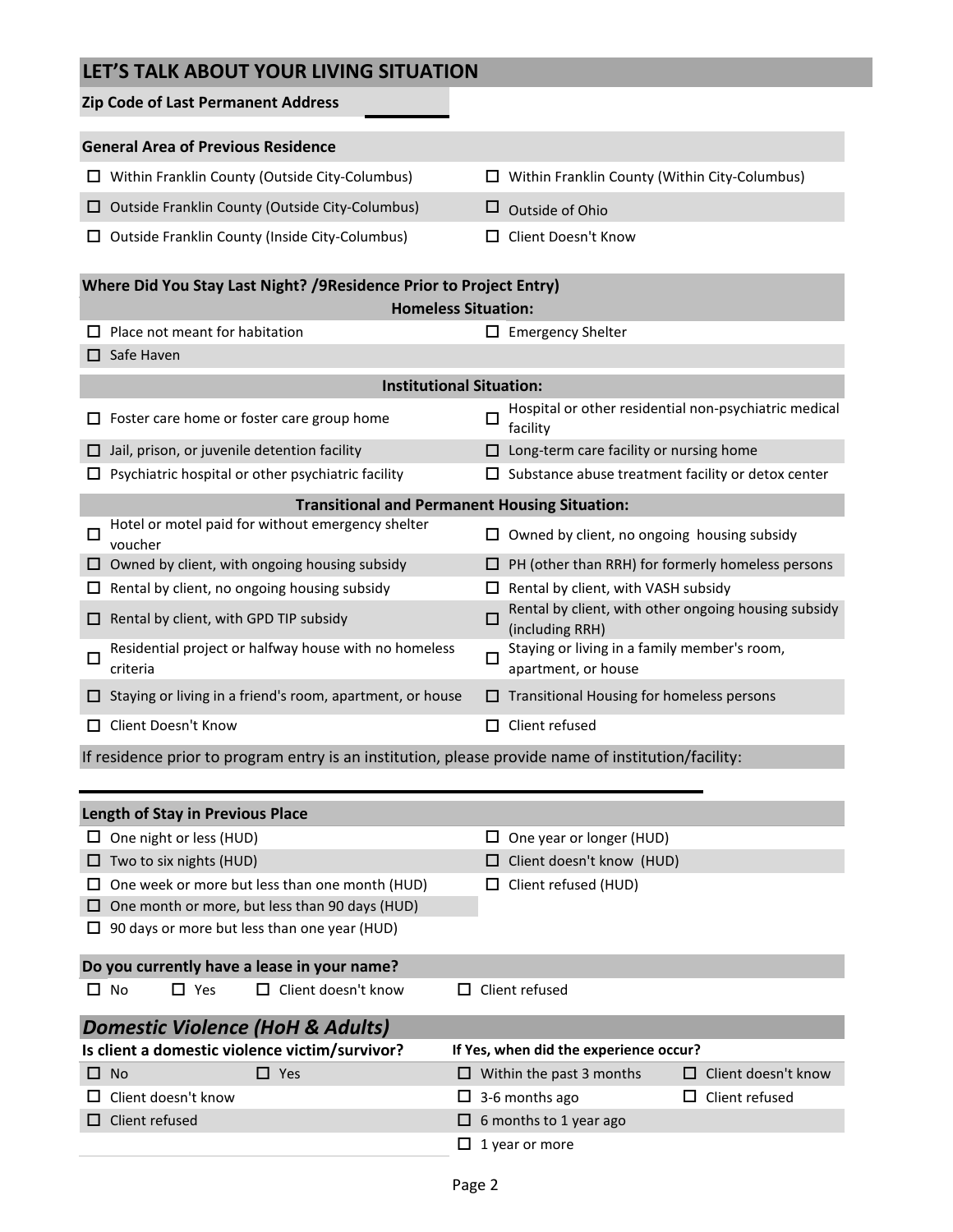## LET'S TALK ABOUT YOUR LIVING SITUATION

**Zip Code of Last Permanent Address** ______

**General Area of Previous Residence**

- ☐ Within Franklin County (Outside City-Columbus)
- ☐ Within Franklin County (Within City-Columbus)
- ☐ Outside Franklin County (Outside City-Columbus)
- ☐ Outside of Ohio
- ☐ Outside Franklin County (Inside City-Columbus)
- ☐ Client Doesn't Know

**Where Did You Stay Last Night? /9Residence Prior to Project Entry)**

**Homeless Situation:**

- ☐ Place not meant for habitation
- ☐ Emergency Shelter
- ☐ Safe Haven

**Institutional Situation:**

- ☐ Foster care home or foster care group home
- ☐ Hospital or other residential non-psychiatric medical facility
- ☐ Jail, prison, or juvenile detention facility
- ☐ Long-term care facility or nursing home
- ☐ Psychiatric hospital or other psychiatric facility
- ☐ Substance abuse treatment facility or detox center

**Transitional and Permanent Housing Situation:**

- ☐ Hotel or motel paid for without emergency shelter voucher
- ☐ Owned by client, no ongoing housing subsidy
- ☐ Owned by client, with ongoing housing subsidy
- ☐ PH (other than RRH) for formerly homeless persons
- ☐ Rental by client, no ongoing housing subsidy
- ☐ Rental by client, with VASH subsidy
- ☐ Rental by client, with GPD TIP subsidy
- ☐ Rental by client, with other ongoing housing subsidy (including RRH)
- ☐ Residential project or halfway house with no homeless criteria
- ☐ Staying or living in a family member's room, apartment, or house
- ☐ Staying or living in a friend's room, apartment, or house
- ☐ Transitional Housing for homeless persons
- ☐ Client Doesn't Know
- ☐ Client refused

If residence prior to program entry is an institution, please provide name of institution/facility:

______________________________

**Length of Stay in Previous Place**

- ☐ One night or less (HUD)
- ☐ One year or longer (HUD)
- ☐ Two to six nights (HUD)
- ☐ Client doesn't know (HUD)
- ☐ One week or more but less than one month (HUD)
- ☐ Client refused (HUD)
- ☐ One month or more, but less than 90 days (HUD)
- ☐ 90 days or more but less than one year (HUD)

**Do you currently have a lease in your name?**

☐ No ☐ Yes ☐ Client doesn't know ☐ Client refused

## *Domestic Violence (HoH & Adults)*

**Is client a domestic violence victim/survivor?**

- ☐ No ☐ Yes
- ☐ Client doesn't know
- ☐ Client refused

**If Yes, when did the experience occur?**

- ☐ Within the past 3 months
- ☐ Client doesn't know
- ☐ 3-6 months ago
- ☐ Client refused
- ☐ 6 months to 1 year ago
- ☐ 1 year or more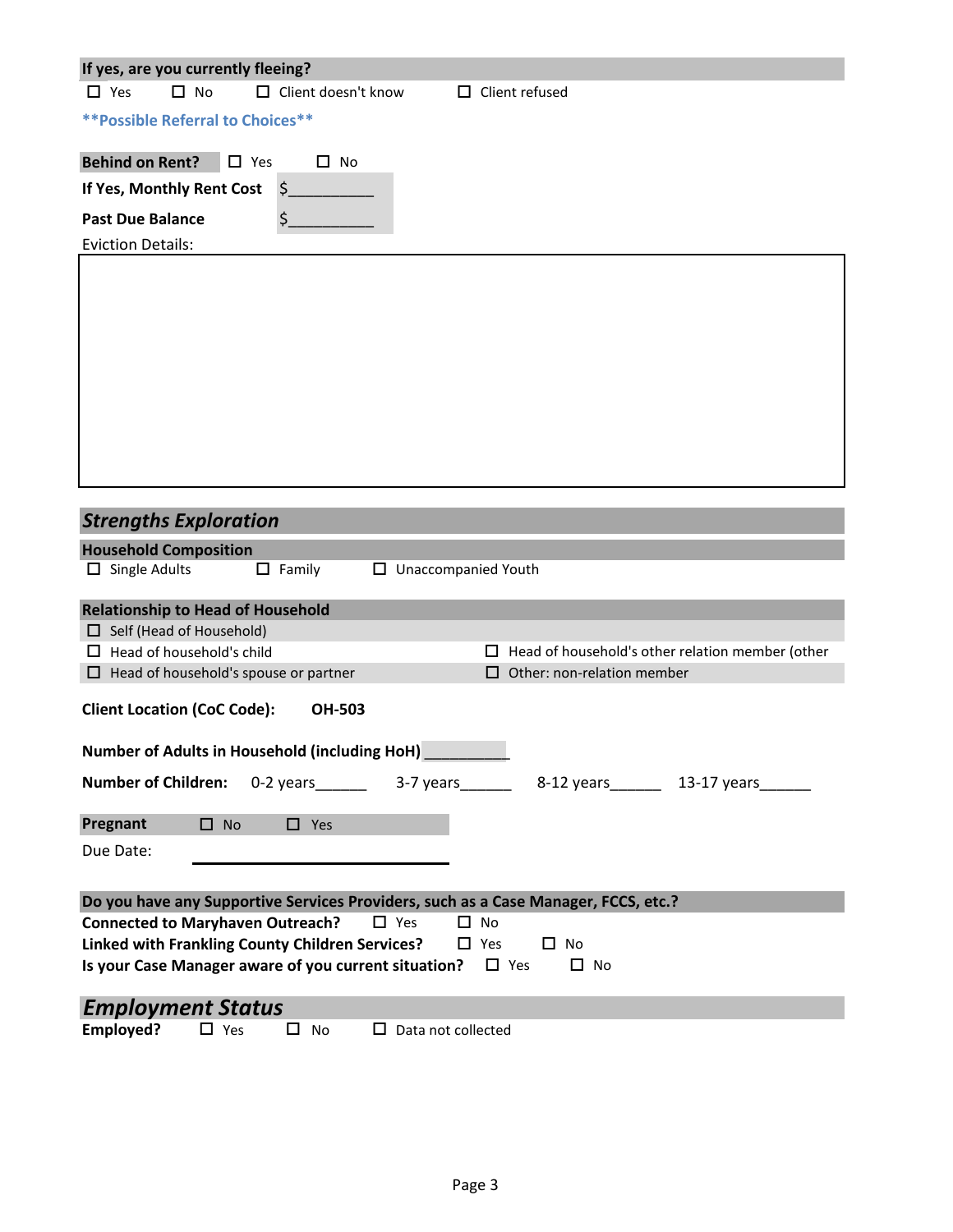**If yes, are you currently fleeing?**

☐ Yes ☐ No ☐ Client doesn't know ☐ Client refused

**Possible Referral to Choices**

**Behind on Rent?** ☐ Yes ☐ No

**If Yes, Monthly Rent Cost** $__________

**Past Due Balance** $__________

Eviction Details:

## *Strengths Exploration*

**Household Composition**

☐ Single Adults ☐ Family ☐ Unaccompanied Youth

**Relationship to Head of Household**

☐ Self (Head of Household)

☐ Head of household's child

☐ Head of household's spouse or partner

☐ Head of household's other relation member (other

☐ Other: non-relation member

**Client Location (CoC Code):** **OH-503**

**Number of Adults in Household (including HoH)** __________

**Number of Children:** 0-2 years______ 3-7 years______ 8-12 years______ 13-17 years______

**Pregnant** ☐ No ☐ Yes

Due Date: ____________________

**Do you have any Supportive Services Providers, such as a Case Manager, FCCS, etc.?**

**Connected to Maryhaven Outreach?** ☐ Yes ☐ No

**Linked with Frankling County Children Services?** ☐ Yes ☐ No

**Is your Case Manager aware of you current situation?** ☐ Yes ☐ No

## *Employment Status*

**Employed?** ☐ Yes ☐ No ☐ Data not collected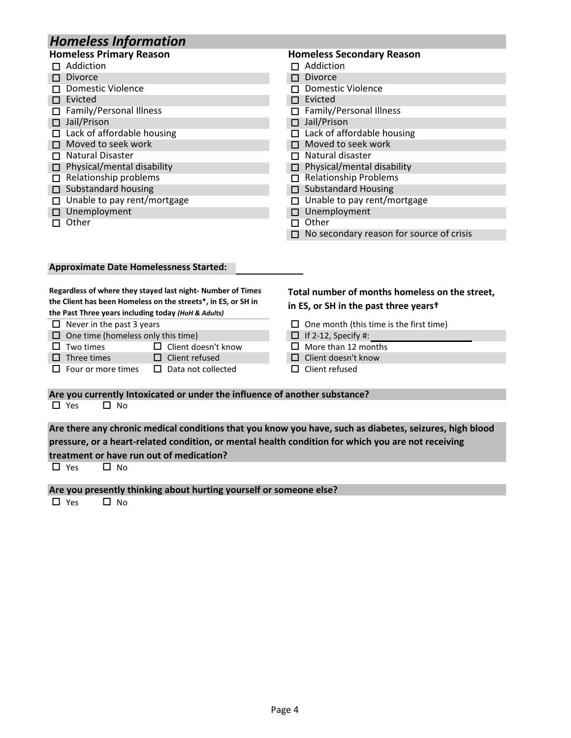## Homeless Information

### Homeless Primary Reason

- ☐ Addiction
- ☐ Divorce
- ☐ Domestic Violence
- ☐ Evicted
- ☐ Family/Personal Illness
- ☐ Jail/Prison
- ☐ Lack of affordable housing
- ☐ Moved to seek work
- ☐ Natural Disaster
- ☐ Physical/mental disability
- ☐ Relationship problems
- ☐ Substandard housing
- ☐ Unable to pay rent/mortgage
- ☐ Unemployment
- ☐ Other

### Homeless Secondary Reason

- ☐ Addiction
- ☐ Divorce
- ☐ Domestic Violence
- ☐ Evicted
- ☐ Family/Personal Illness
- ☐ Jail/Prison
- ☐ Lack of affordable housing
- ☐ Moved to seek work
- ☐ Natural disaster
- ☐ Physical/mental disability
- ☐ Relationship Problems
- ☐ Substandard Housing
- ☐ Unable to pay rent/mortgage
- ☐ Unemployment
- ☐ Other
- ☐ No secondary reason for source of crisis

**Approximate Date Homelessness Started:** ______________

**Regardless of where they stayed last night- Number of Times the Client has been Homeless on the streets*, in ES, or SH in the Past Three years including today *(HoH & Adults)***

- ☐ Never in the past 3 years
- ☐ One time (homeless only this time)
- ☐ Two times
- ☐ Three times
- ☐ Four or more times
- ☐ Client doesn't know
- ☐ Client refused
- ☐ Data not collected

**Total number of months homeless on the street, in ES, or SH in the past three years†**

- ☐ One month (this time is the first time)
- ☐ If 2-12, Specify #: ______________
- ☐ More than 12 months
- ☐ Client doesn't know
- ☐ Client refused

**Are you currently Intoxicated or under the influence of another substance?**

☐ Yes ☐ No

**Are there any chronic medical conditions that you know you have, such as diabetes, seizures, high blood pressure, or a heart-related condition, or mental health condition for which you are not receiving treatment or have run out of medication?**

☐ Yes ☐ No

**Are you presently thinking about hurting yourself or someone else?**

☐ Yes ☐ No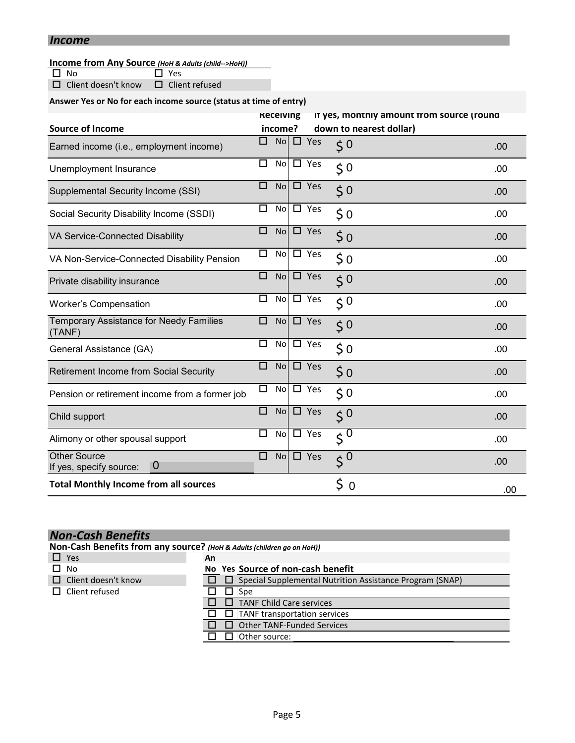## *Income*

**Income from Any Source** *(HoH & Adults (child-->HoH))*

☐ No ☐ Yes
☐ Client doesn't know ☐ Client refused

**Answer Yes or No for each income source (status at time of entry)**

| Source of Income | Receiving income? | | If yes, monthly amount from source (round down to nearest dollar) | |
|---|---|---|---|---|
| Earned income (i.e., employment income) | ☐ No | ☐ Yes | $ 0 | .00 |
| Unemployment Insurance | ☐ No | ☐ Yes | $ 0 | .00 |
| Supplemental Security Income (SSI) | ☐ No | ☐ Yes | $ 0 | .00 |
| Social Security Disability Income (SSDI) | ☐ No | ☐ Yes | $ 0 | .00 |
| VA Service-Connected Disability | ☐ No | ☐ Yes | $ 0 | .00 |
| VA Non-Service-Connected Disability Pension | ☐ No | ☐ Yes | $ 0 | .00 |
| Private disability insurance | ☐ No | ☐ Yes | $ 0 | .00 |
| Worker's Compensation | ☐ No | ☐ Yes | $ 0 | .00 |
| Temporary Assistance for Needy Families (TANF) | ☐ No | ☐ Yes | $ 0 | .00 |
| General Assistance (GA) | ☐ No | ☐ Yes | $ 0 | .00 |
| Retirement Income from Social Security | ☐ No | ☐ Yes | $ 0 | .00 |
| Pension or retirement income from a former job | ☐ No | ☐ Yes | $ 0 | .00 |
| Child support | ☐ No | ☐ Yes | $ 0 | .00 |
| Alimony or other spousal support | ☐ No | ☐ Yes | $ 0 | .00 |
| Other Source<br>If yes, specify source: 0 | ☐ No | ☐ Yes | $ 0 | .00 |
| **Total Monthly Income from all sources** | | | $ 0 | .00 |

## *Non-Cash Benefits*

**Non-Cash Benefits from any source?** *(HoH & Adults (children go on HoH))*

☐ Yes
☐ No
☐ Client doesn't know
☐ Client refused

An

| No | Yes | Source of non-cash benefit |
|---|---|---|
| ☐ | ☐ | Special Supplemental Nutrition Assistance Program (SNAP) |
| ☐ | ☐ | Spe |
| ☐ | ☐ | TANF Child Care services |
| ☐ | ☐ | TANF transportation services |
| ☐ | ☐ | Other TANF-Funded Services |
| ☐ | ☐ | Other source: ____________________ |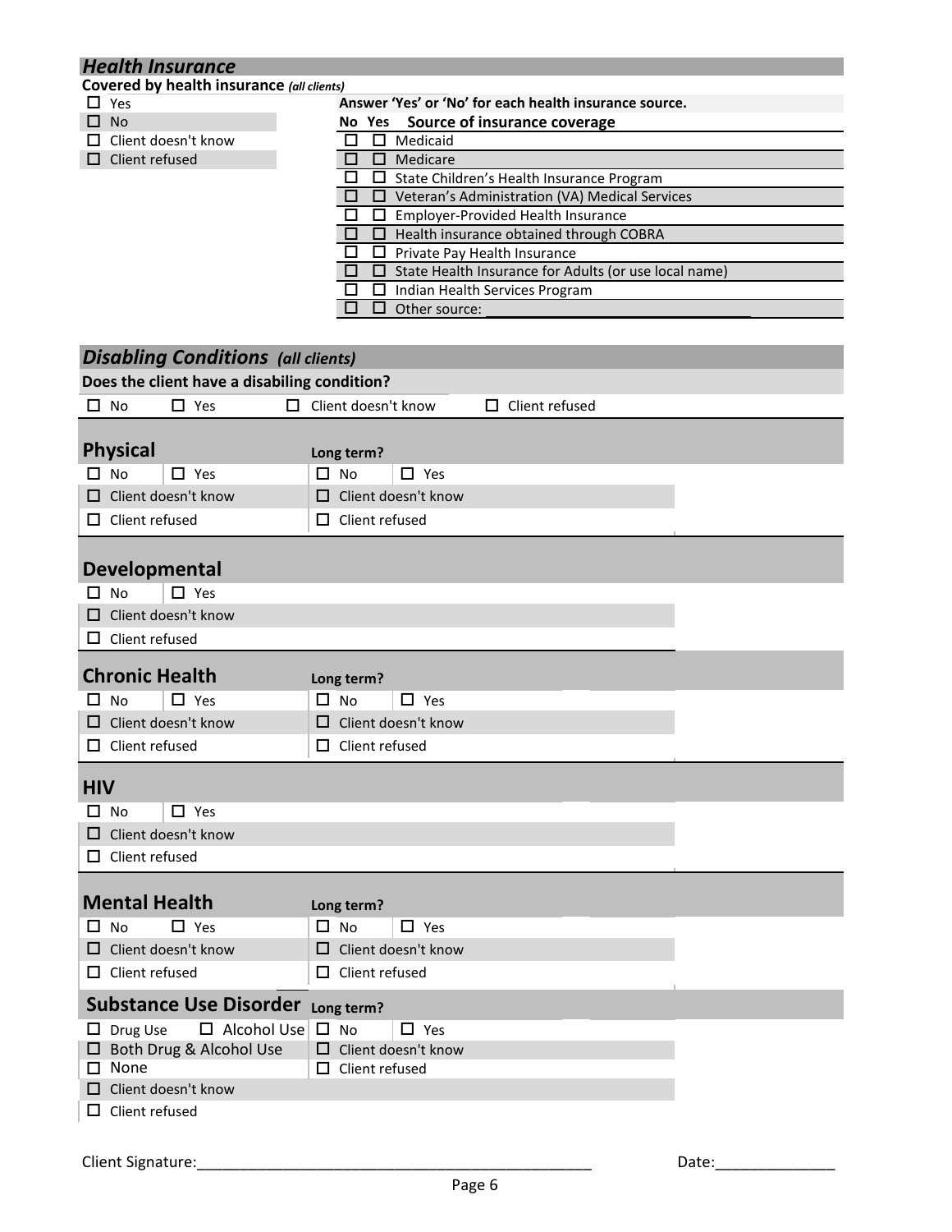## *Health Insurance*

**Covered by health insurance** ***(all clients)***

- ☐ Yes
- ☐ No
- ☐ Client doesn't know
- ☐ Client refused

**Answer 'Yes' or 'No' for each health insurance source.**

| No | Yes | Source of insurance coverage |
|---|---|---|
| ☐ | ☐ | Medicaid |
| ☐ | ☐ | Medicare |
| ☐ | ☐ | State Children's Health Insurance Program |
| ☐ | ☐ | Veteran's Administration (VA) Medical Services |
| ☐ | ☐ | Employer-Provided Health Insurance |
| ☐ | ☐ | Health insurance obtained through COBRA |
| ☐ | ☐ | Private Pay Health Insurance |
| ☐ | ☐ | State Health Insurance for Adults (or use local name) |
| ☐ | ☐ | Indian Health Services Program |
| ☐ | ☐ | Other source: ________________________________ |

## *Disabling Conditions* *(all clients)*

**Does the client have a disabling condition?**

☐ No ☐ Yes ☐ Client doesn't know ☐ Client refused

### Physical

| | **Long term?** |
|---|---|
| ☐ No ☐ Yes | ☐ No ☐ Yes |
| ☐ Client doesn't know | ☐ Client doesn't know |
| ☐ Client refused | ☐ Client refused |

### Developmental

- ☐ No ☐ Yes
- ☐ Client doesn't know
- ☐ Client refused

### Chronic Health

| | **Long term?** |
|---|---|
| ☐ No ☐ Yes | ☐ No ☐ Yes |
| ☐ Client doesn't know | ☐ Client doesn't know |
| ☐ Client refused | ☐ Client refused |

### HIV

- ☐ No ☐ Yes
- ☐ Client doesn't know
- ☐ Client refused

### Mental Health

| | **Long term?** |
|---|---|
| ☐ No ☐ Yes | ☐ No ☐ Yes |
| ☐ Client doesn't know | ☐ Client doesn't know |
| ☐ Client refused | ☐ Client refused |

### Substance Use Disorder

| | **Long term?** |
|---|---|
| ☐ Drug Use ☐ Alcohol Use | ☐ No ☐ Yes |
| ☐ Both Drug & Alcohol Use | ☐ Client doesn't know |
| ☐ None | ☐ Client refused |
| ☐ Client doesn't know | |
| ☐ Client refused | |

Client Signature:_______________________________________________ Date:______________